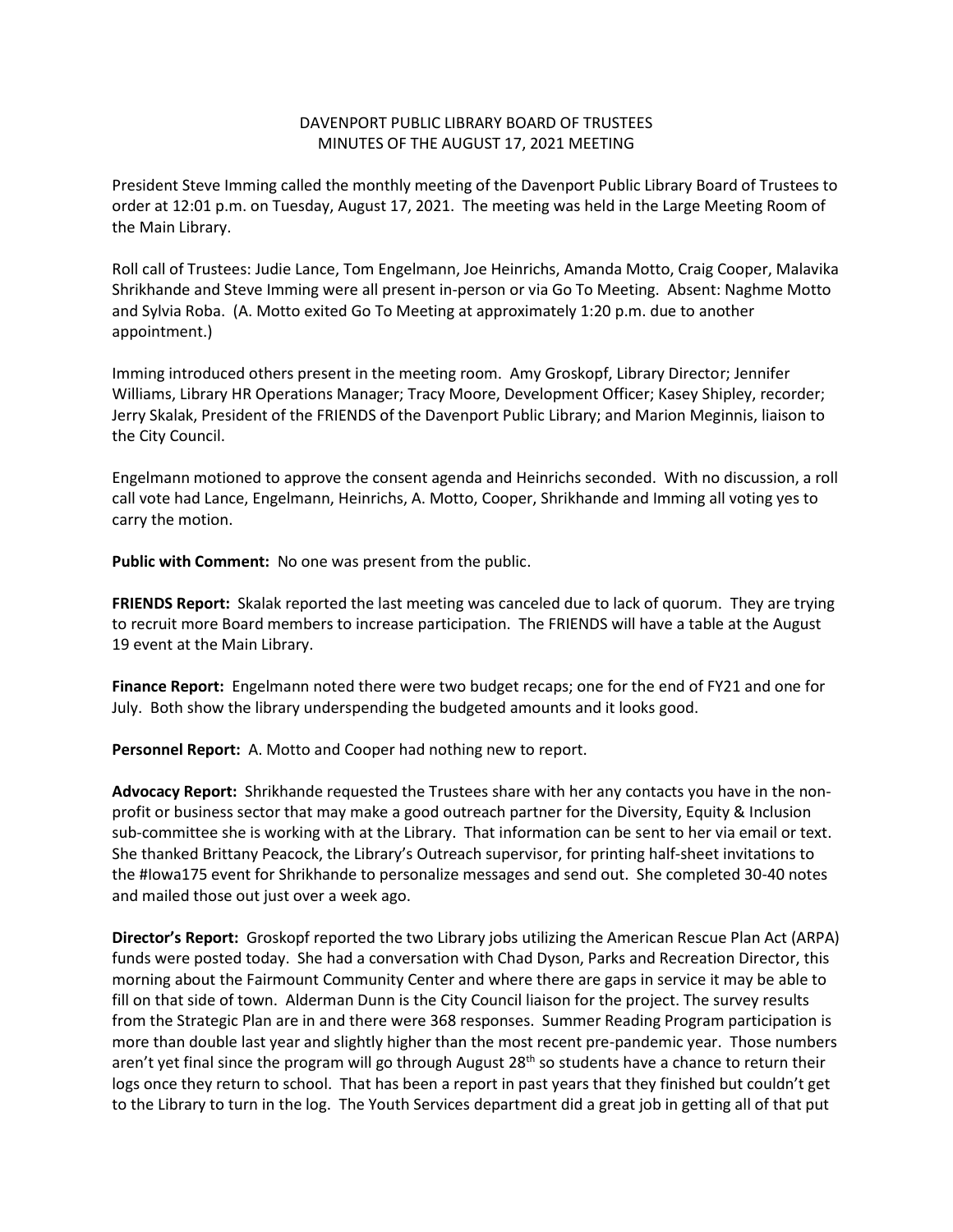DAVENPORT PUBLIC LIBRARY BOARD OF TRUSTEES
MINUTES OF THE AUGUST 17, 2021 MEETING

President Steve Imming called the monthly meeting of the Davenport Public Library Board of Trustees to order at 12:01 p.m. on Tuesday, August 17, 2021. The meeting was held in the Large Meeting Room of the Main Library.

Roll call of Trustees: Judie Lance, Tom Engelmann, Joe Heinrichs, Amanda Motto, Craig Cooper, Malavika Shrikhande and Steve Imming were all present in-person or via Go To Meeting. Absent: Naghme Motto and Sylvia Roba. (A. Motto exited Go To Meeting at approximately 1:20 p.m. due to another appointment.)

Imming introduced others present in the meeting room. Amy Groskopf, Library Director; Jennifer Williams, Library HR Operations Manager; Tracy Moore, Development Officer; Kasey Shipley, recorder; Jerry Skalak, President of the FRIENDS of the Davenport Public Library; and Marion Meginnis, liaison to the City Council.

Engelmann motioned to approve the consent agenda and Heinrichs seconded. With no discussion, a roll call vote had Lance, Engelmann, Heinrichs, A. Motto, Cooper, Shrikhande and Imming all voting yes to carry the motion.

**Public with Comment:** No one was present from the public.

**FRIENDS Report:** Skalak reported the last meeting was canceled due to lack of quorum. They are trying to recruit more Board members to increase participation. The FRIENDS will have a table at the August 19 event at the Main Library.

**Finance Report:** Engelmann noted there were two budget recaps; one for the end of FY21 and one for July. Both show the library underspending the budgeted amounts and it looks good.

**Personnel Report:** A. Motto and Cooper had nothing new to report.

**Advocacy Report:** Shrikhande requested the Trustees share with her any contacts you have in the non-profit or business sector that may make a good outreach partner for the Diversity, Equity & Inclusion sub-committee she is working with at the Library. That information can be sent to her via email or text. She thanked Brittany Peacock, the Library's Outreach supervisor, for printing half-sheet invitations to the #Iowa175 event for Shrikhande to personalize messages and send out. She completed 30-40 notes and mailed those out just over a week ago.

**Director's Report:** Groskopf reported the two Library jobs utilizing the American Rescue Plan Act (ARPA) funds were posted today. She had a conversation with Chad Dyson, Parks and Recreation Director, this morning about the Fairmount Community Center and where there are gaps in service it may be able to fill on that side of town. Alderman Dunn is the City Council liaison for the project. The survey results from the Strategic Plan are in and there were 368 responses. Summer Reading Program participation is more than double last year and slightly higher than the most recent pre-pandemic year. Those numbers aren't yet final since the program will go through August 28th so students have a chance to return their logs once they return to school. That has been a report in past years that they finished but couldn't get to the Library to turn in the log. The Youth Services department did a great job in getting all of that put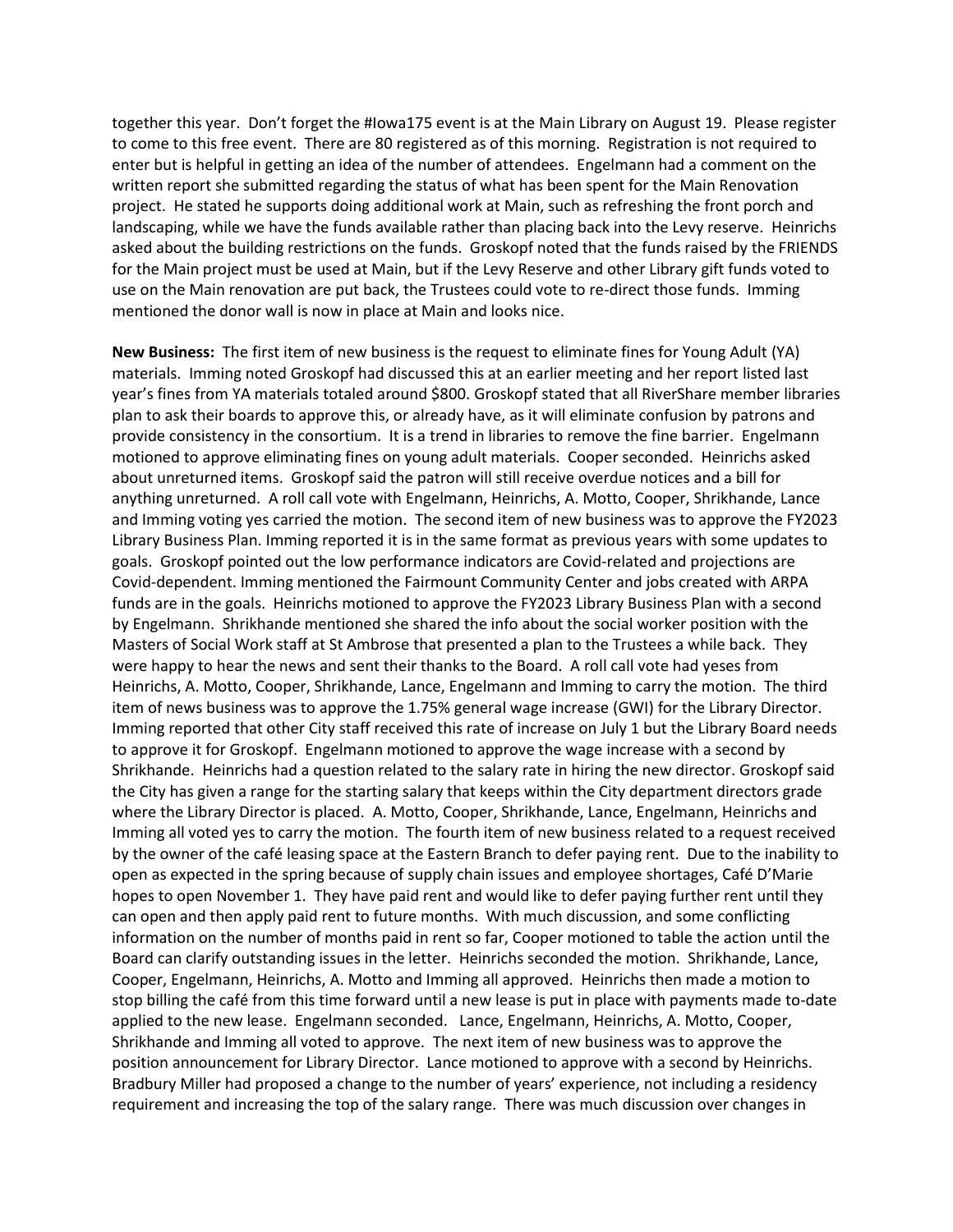together this year. Don't forget the #Iowa175 event is at the Main Library on August 19. Please register to come to this free event. There are 80 registered as of this morning. Registration is not required to enter but is helpful in getting an idea of the number of attendees. Engelmann had a comment on the written report she submitted regarding the status of what has been spent for the Main Renovation project. He stated he supports doing additional work at Main, such as refreshing the front porch and landscaping, while we have the funds available rather than placing back into the Levy reserve. Heinrichs asked about the building restrictions on the funds. Groskopf noted that the funds raised by the FRIENDS for the Main project must be used at Main, but if the Levy Reserve and other Library gift funds voted to use on the Main renovation are put back, the Trustees could vote to re-direct those funds. Imming mentioned the donor wall is now in place at Main and looks nice.

**New Business:** The first item of new business is the request to eliminate fines for Young Adult (YA) materials. Imming noted Groskopf had discussed this at an earlier meeting and her report listed last year's fines from YA materials totaled around $800. Groskopf stated that all RiverShare member libraries plan to ask their boards to approve this, or already have, as it will eliminate confusion by patrons and provide consistency in the consortium. It is a trend in libraries to remove the fine barrier. Engelmann motioned to approve eliminating fines on young adult materials. Cooper seconded. Heinrichs asked about unreturned items. Groskopf said the patron will still receive overdue notices and a bill for anything unreturned. A roll call vote with Engelmann, Heinrichs, A. Motto, Cooper, Shrikhande, Lance and Imming voting yes carried the motion. The second item of new business was to approve the FY2023 Library Business Plan. Imming reported it is in the same format as previous years with some updates to goals. Groskopf pointed out the low performance indicators are Covid-related and projections are Covid-dependent. Imming mentioned the Fairmount Community Center and jobs created with ARPA funds are in the goals. Heinrichs motioned to approve the FY2023 Library Business Plan with a second by Engelmann. Shrikhande mentioned she shared the info about the social worker position with the Masters of Social Work staff at St Ambrose that presented a plan to the Trustees a while back. They were happy to hear the news and sent their thanks to the Board. A roll call vote had yeses from Heinrichs, A. Motto, Cooper, Shrikhande, Lance, Engelmann and Imming to carry the motion. The third item of news business was to approve the 1.75% general wage increase (GWI) for the Library Director. Imming reported that other City staff received this rate of increase on July 1 but the Library Board needs to approve it for Groskopf. Engelmann motioned to approve the wage increase with a second by Shrikhande. Heinrichs had a question related to the salary rate in hiring the new director. Groskopf said the City has given a range for the starting salary that keeps within the City department directors grade where the Library Director is placed. A. Motto, Cooper, Shrikhande, Lance, Engelmann, Heinrichs and Imming all voted yes to carry the motion. The fourth item of new business related to a request received by the owner of the café leasing space at the Eastern Branch to defer paying rent. Due to the inability to open as expected in the spring because of supply chain issues and employee shortages, Café D'Marie hopes to open November 1. They have paid rent and would like to defer paying further rent until they can open and then apply paid rent to future months. With much discussion, and some conflicting information on the number of months paid in rent so far, Cooper motioned to table the action until the Board can clarify outstanding issues in the letter. Heinrichs seconded the motion. Shrikhande, Lance, Cooper, Engelmann, Heinrichs, A. Motto and Imming all approved. Heinrichs then made a motion to stop billing the café from this time forward until a new lease is put in place with payments made to-date applied to the new lease. Engelmann seconded. Lance, Engelmann, Heinrichs, A. Motto, Cooper, Shrikhande and Imming all voted to approve. The next item of new business was to approve the position announcement for Library Director. Lance motioned to approve with a second by Heinrichs. Bradbury Miller had proposed a change to the number of years' experience, not including a residency requirement and increasing the top of the salary range. There was much discussion over changes in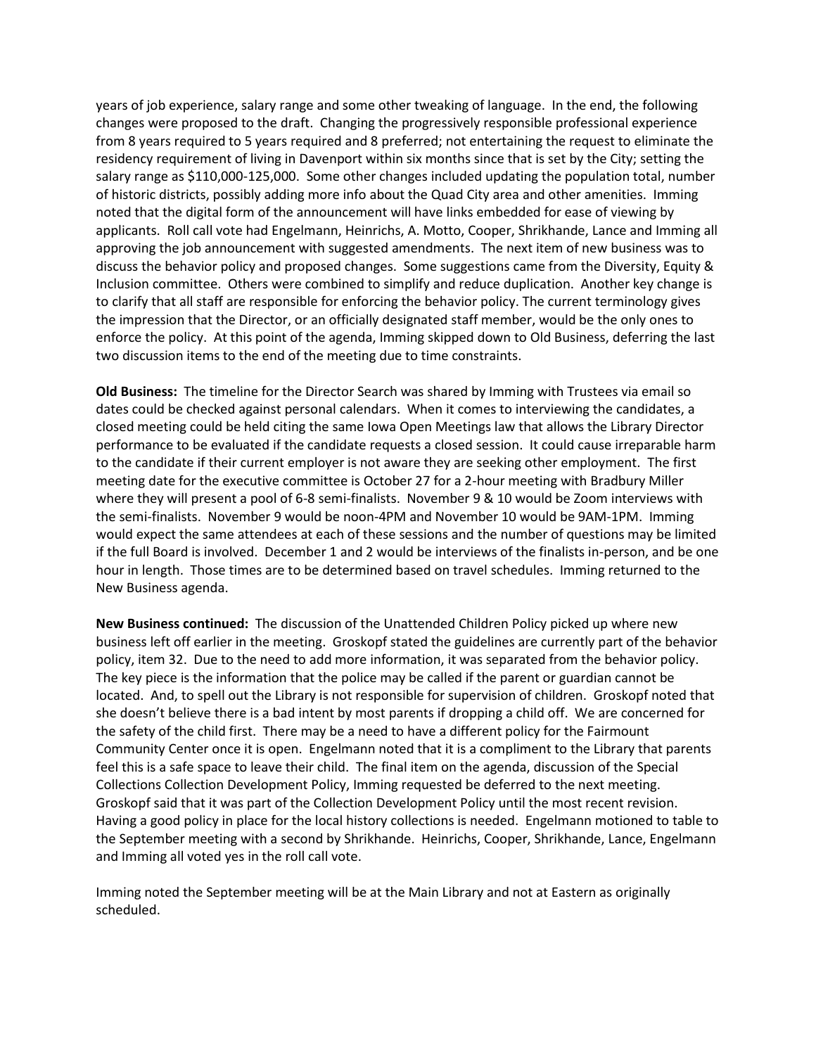years of job experience, salary range and some other tweaking of language. In the end, the following changes were proposed to the draft. Changing the progressively responsible professional experience from 8 years required to 5 years required and 8 preferred; not entertaining the request to eliminate the residency requirement of living in Davenport within six months since that is set by the City; setting the salary range as $110,000-125,000. Some other changes included updating the population total, number of historic districts, possibly adding more info about the Quad City area and other amenities. Imming noted that the digital form of the announcement will have links embedded for ease of viewing by applicants. Roll call vote had Engelmann, Heinrichs, A. Motto, Cooper, Shrikhande, Lance and Imming all approving the job announcement with suggested amendments. The next item of new business was to discuss the behavior policy and proposed changes. Some suggestions came from the Diversity, Equity & Inclusion committee. Others were combined to simplify and reduce duplication. Another key change is to clarify that all staff are responsible for enforcing the behavior policy. The current terminology gives the impression that the Director, or an officially designated staff member, would be the only ones to enforce the policy. At this point of the agenda, Imming skipped down to Old Business, deferring the last two discussion items to the end of the meeting due to time constraints.

**Old Business:** The timeline for the Director Search was shared by Imming with Trustees via email so dates could be checked against personal calendars. When it comes to interviewing the candidates, a closed meeting could be held citing the same Iowa Open Meetings law that allows the Library Director performance to be evaluated if the candidate requests a closed session. It could cause irreparable harm to the candidate if their current employer is not aware they are seeking other employment. The first meeting date for the executive committee is October 27 for a 2-hour meeting with Bradbury Miller where they will present a pool of 6-8 semi-finalists. November 9 & 10 would be Zoom interviews with the semi-finalists. November 9 would be noon-4PM and November 10 would be 9AM-1PM. Imming would expect the same attendees at each of these sessions and the number of questions may be limited if the full Board is involved. December 1 and 2 would be interviews of the finalists in-person, and be one hour in length. Those times are to be determined based on travel schedules. Imming returned to the New Business agenda.

**New Business continued:** The discussion of the Unattended Children Policy picked up where new business left off earlier in the meeting. Groskopf stated the guidelines are currently part of the behavior policy, item 32. Due to the need to add more information, it was separated from the behavior policy. The key piece is the information that the police may be called if the parent or guardian cannot be located. And, to spell out the Library is not responsible for supervision of children. Groskopf noted that she doesn't believe there is a bad intent by most parents if dropping a child off. We are concerned for the safety of the child first. There may be a need to have a different policy for the Fairmount Community Center once it is open. Engelmann noted that it is a compliment to the Library that parents feel this is a safe space to leave their child. The final item on the agenda, discussion of the Special Collections Collection Development Policy, Imming requested be deferred to the next meeting. Groskopf said that it was part of the Collection Development Policy until the most recent revision. Having a good policy in place for the local history collections is needed. Engelmann motioned to table to the September meeting with a second by Shrikhande. Heinrichs, Cooper, Shrikhande, Lance, Engelmann and Imming all voted yes in the roll call vote.

Imming noted the September meeting will be at the Main Library and not at Eastern as originally scheduled.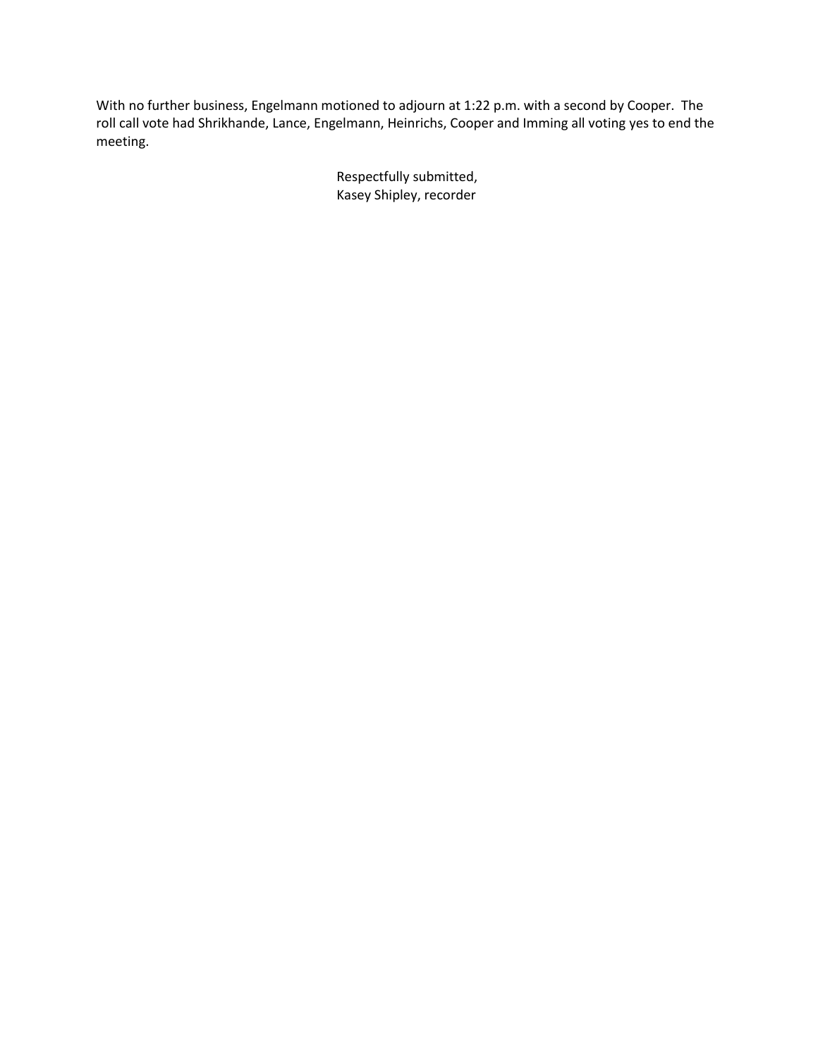With no further business, Engelmann motioned to adjourn at 1:22 p.m. with a second by Cooper. The roll call vote had Shrikhande, Lance, Engelmann, Heinrichs, Cooper and Imming all voting yes to end the meeting.

Respectfully submitted,
Kasey Shipley, recorder